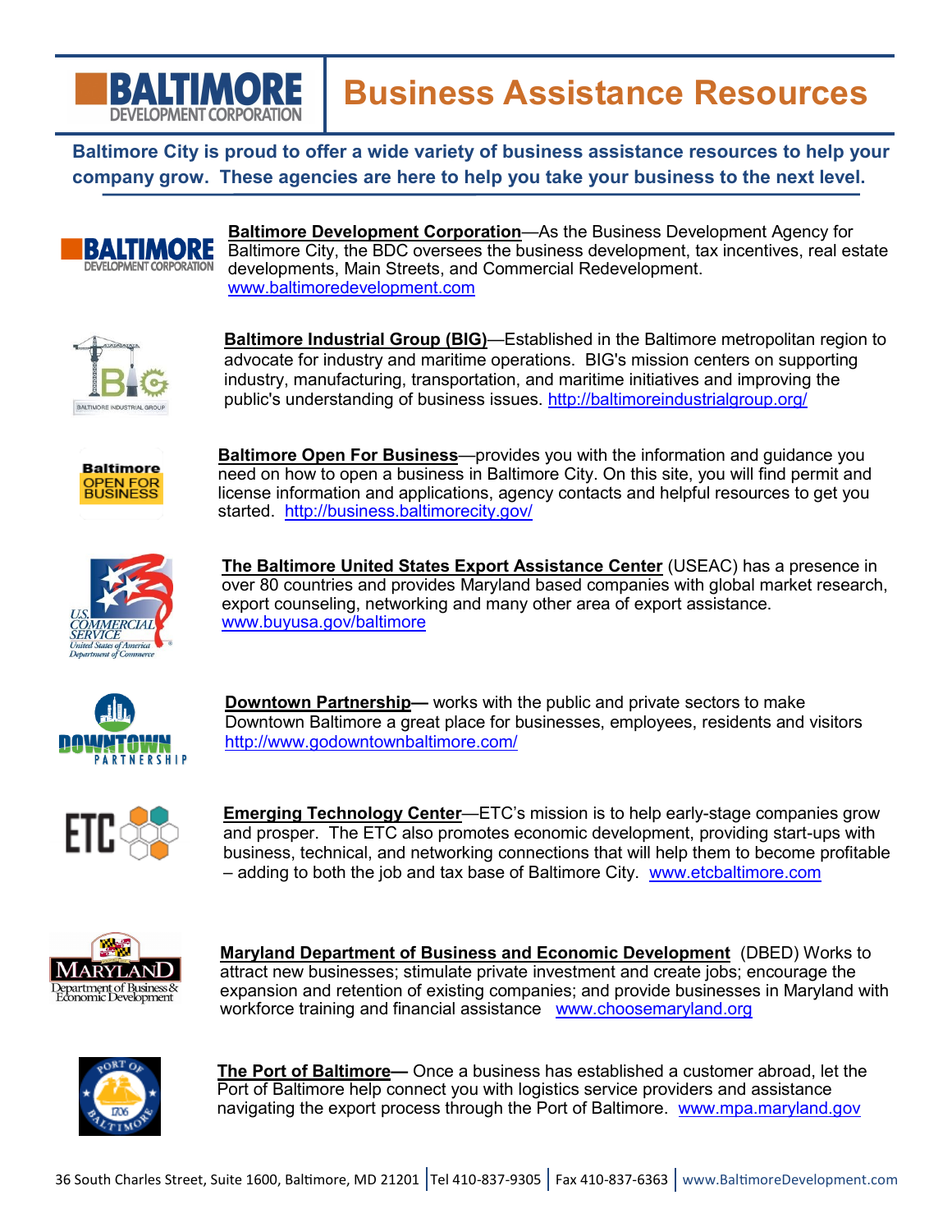# Business Assistance Resources

**Baltimore City is proud to offer a wide variety of business assistance resources to help your company grow. These agencies are here to help you take your business to the next level.**

**Baltimore Development Corporation**—As the Business Development Agency for Baltimore City, the BDC oversees the business development, tax incentives, real estate developments, Main Streets, and Commercial Redevelopment. www.baltimoredevelopment.com

**Baltimore Industrial Group (BIG)**—Established in the Baltimore metropolitan region to advocate for industry and maritime operations. BIG's mission centers on supporting industry, manufacturing, transportation, and maritime initiatives and improving the public's understanding of business issues. http://baltimoreindustrialgroup.org/

**Baltimore Open For Business**—provides you with the information and guidance you need on how to open a business in Baltimore City. On this site, you will find permit and license information and applications, agency contacts and helpful resources to get you started. http://business.baltimorecity.gov/

**The Baltimore United States Export Assistance Center** (USEAC) has a presence in over 80 countries and provides Maryland based companies with global market research, export counseling, networking and many other area of export assistance. www.buyusa.gov/baltimore

**Downtown Partnership**— works with the public and private sectors to make Downtown Baltimore a great place for businesses, employees, residents and visitors http://www.godowntownbaltimore.com/

**Emerging Technology Center**—ETC's mission is to help early-stage companies grow and prosper. The ETC also promotes economic development, providing start-ups with business, technical, and networking connections that will help them to become profitable – adding to both the job and tax base of Baltimore City. www.etcbaltimore.com

**Maryland Department of Business and Economic Development** (DBED) Works to attract new businesses; stimulate private investment and create jobs; encourage the expansion and retention of existing companies; and provide businesses in Maryland with workforce training and financial assistance www.choosemaryland.org

**The Port of Baltimore**— Once a business has established a customer abroad, let the Port of Baltimore help connect you with logistics service providers and assistance navigating the export process through the Port of Baltimore. www.mpa.maryland.gov

36 South Charles Street, Suite 1600, Baltimore, MD 21201 | Tel 410-837-9305 | Fax 410-837-6363 | www.BaltimoreDevelopment.com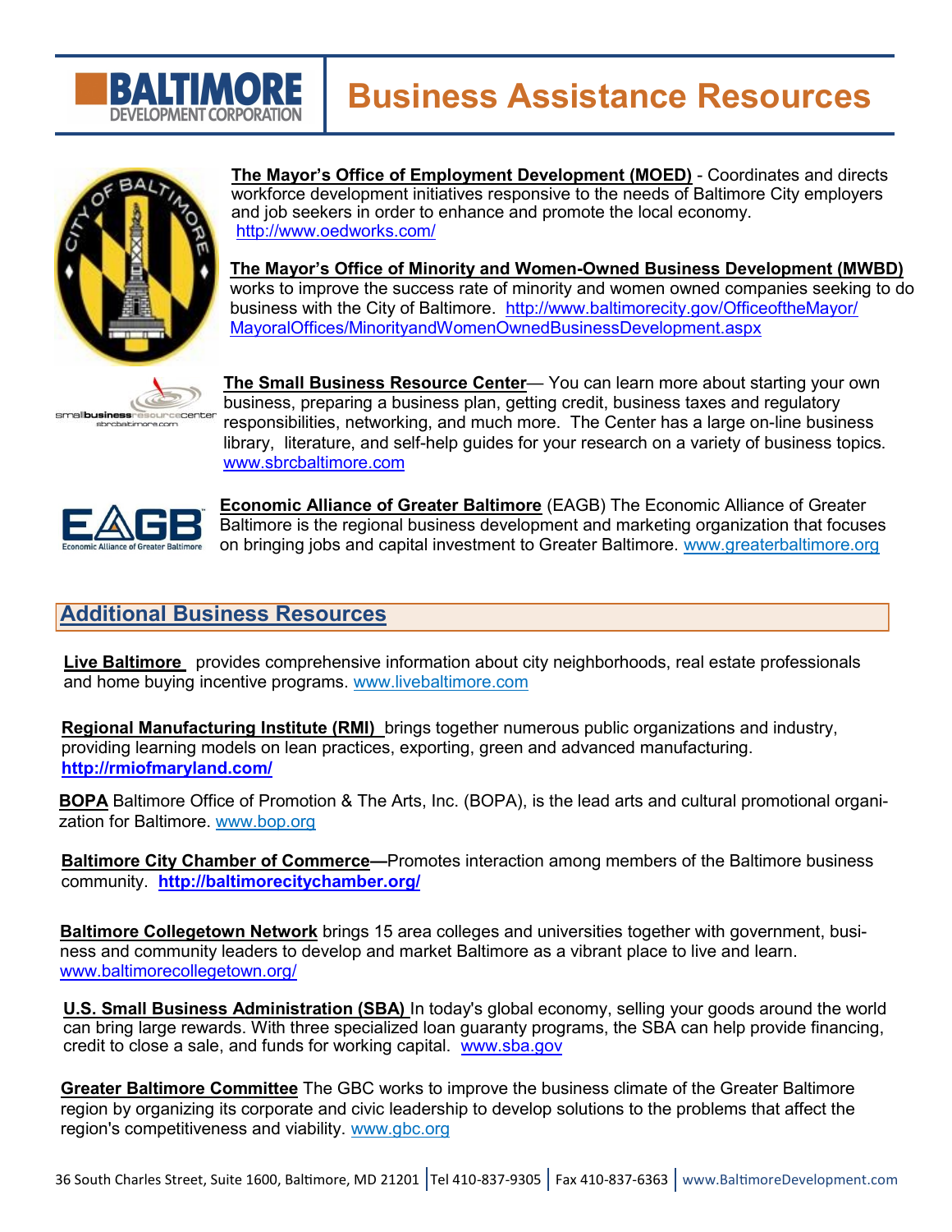# BALTIMORE DEVELOPMENT CORPORATION

# Business Assistance Resources

**The Mayor's Office of Employment Development (MOED)** - Coordinates and directs workforce development initiatives responsive to the needs of Baltimore City employers and job seekers in order to enhance and promote the local economy. http://www.oedworks.com/

**The Mayor's Office of Minority and Women-Owned Business Development (MWBD)** works to improve the success rate of minority and women owned companies seeking to do business with the City of Baltimore. http://www.baltimorecity.gov/OfficeoftheMayor/MayoralOffices/MinorityandWomenOwnedBusinessDevelopment.aspx

**The Small Business Resource Center**— You can learn more about starting your own business, preparing a business plan, getting credit, business taxes and regulatory responsibilities, networking, and much more. The Center has a large on-line business library, literature, and self-help guides for your research on a variety of business topics. www.sbrcbaltimore.com

**Economic Alliance of Greater Baltimore** (EAGB) The Economic Alliance of Greater Baltimore is the regional business development and marketing organization that focuses on bringing jobs and capital investment to Greater Baltimore. www.greaterbaltimore.org

## Additional Business Resources

**Live Baltimore** provides comprehensive information about city neighborhoods, real estate professionals and home buying incentive programs. www.livebaltimore.com

**Regional Manufacturing Institute (RMI)** brings together numerous public organizations and industry, providing learning models on lean practices, exporting, green and advanced manufacturing. **http://rmiofmaryland.com/**

**BOPA** Baltimore Office of Promotion & The Arts, Inc. (BOPA), is the lead arts and cultural promotional organization for Baltimore. www.bop.org

**Baltimore City Chamber of Commerce—**Promotes interaction among members of the Baltimore business community. **http://baltimorecitychamber.org/**

**Baltimore Collegetown Network** brings 15 area colleges and universities together with government, business and community leaders to develop and market Baltimore as a vibrant place to live and learn. www.baltimorecollegetown.org/

**U.S. Small Business Administration (SBA)** In today's global economy, selling your goods around the world can bring large rewards. With three specialized loan guaranty programs, the SBA can help provide financing, credit to close a sale, and funds for working capital. www.sba.gov

**Greater Baltimore Committee** The GBC works to improve the business climate of the Greater Baltimore region by organizing its corporate and civic leadership to develop solutions to the problems that affect the region's competitiveness and viability. www.gbc.org

36 South Charles Street, Suite 1600, Baltimore, MD 21201 | Tel 410-837-9305 | Fax 410-837-6363 | www.BaltimoreDevelopment.com